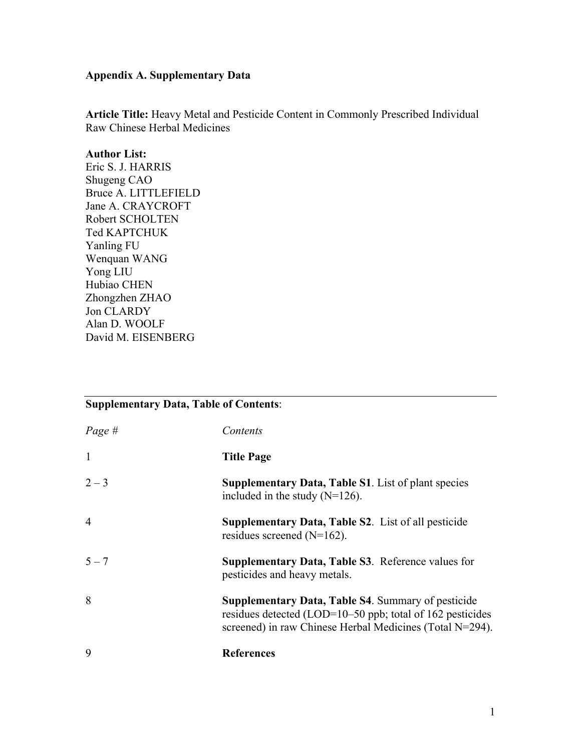**Appendix A. Supplementary Data**

**Article Title:** Heavy Metal and Pesticide Content in Commonly Prescribed Individual Raw Chinese Herbal Medicines

**Author List:**
Eric S. J. HARRIS
Shugeng CAO
Bruce A. LITTLEFIELD
Jane A. CRAYCROFT
Robert SCHOLTEN
Ted KAPTCHUK
Yanling FU
Wenquan WANG
Yong LIU
Hubiao CHEN
Zhongzhen ZHAO
Jon CLARDY
Alan D. WOOLF
David M. EISENBERG

---

**Supplementary Data, Table of Contents**:

| *Page #* | *Contents* |
|---|---|
| 1 | **Title Page** |
| 2 – 3 | **Supplementary Data, Table S1**. List of plant species included in the study (N=126). |
| 4 | **Supplementary Data, Table S2**. List of all pesticide residues screened (N=162). |
| 5 – 7 | **Supplementary Data, Table S3**. Reference values for pesticides and heavy metals. |
| 8 | **Supplementary Data, Table S4**. Summary of pesticide residues detected (LOD=10–50 ppb; total of 162 pesticides screened) in raw Chinese Herbal Medicines (Total N=294). |
| 9 | **References** |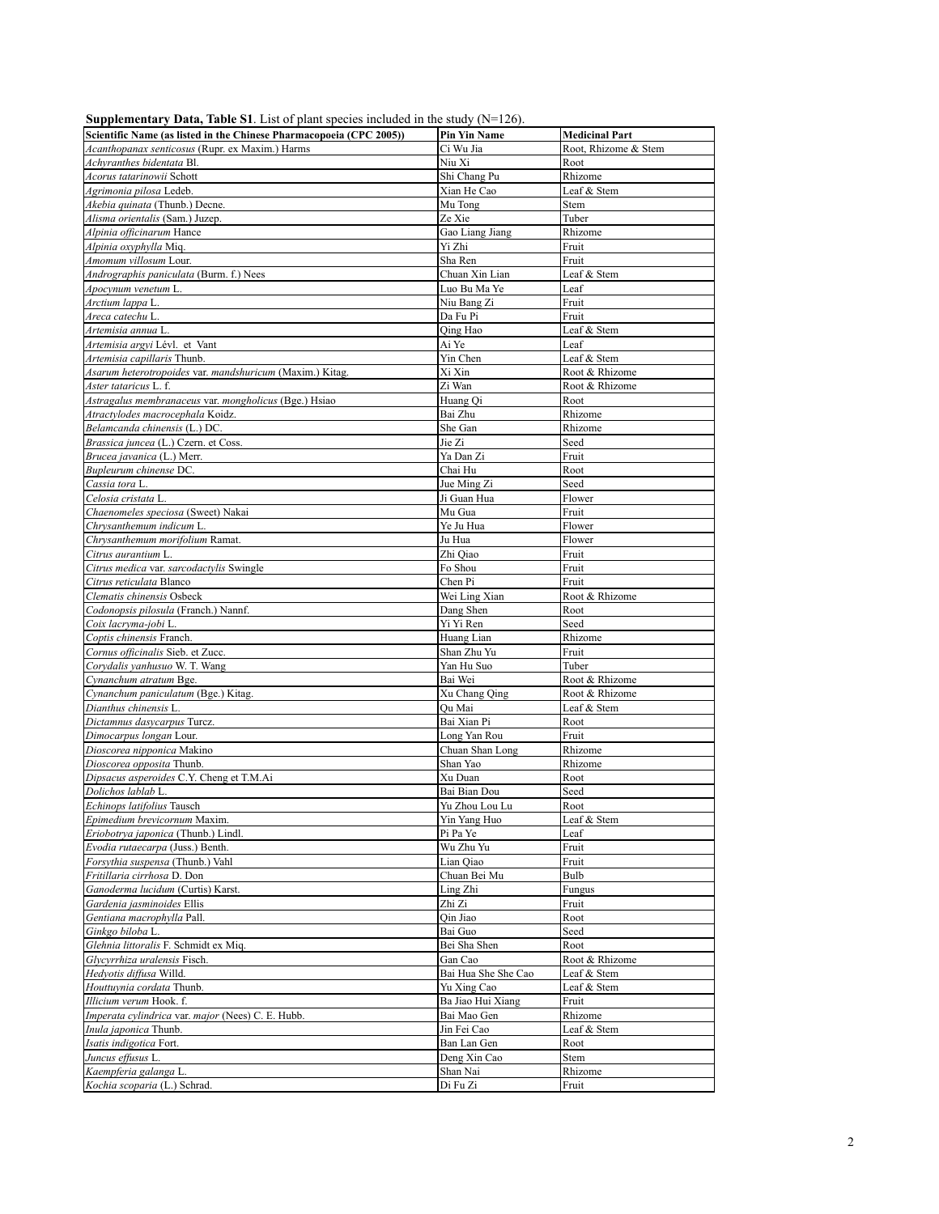**Supplementary Data, Table S1**. List of plant species included in the study (N=126).

| Scientific Name (as listed in the Chinese Pharmacopoeia (CPC 2005)) | Pin Yin Name | Medicinal Part |
|---|---|---|
| *Acanthopanax senticosus* (Rupr. ex Maxim.) Harms | Ci Wu Jia | Root, Rhizome & Stem |
| *Achyranthes bidentata* Bl. | Niu Xi | Root |
| *Acorus tatarinowii* Schott | Shi Chang Pu | Rhizome |
| *Agrimonia pilosa* Ledeb. | Xian He Cao | Leaf & Stem |
| *Akebia quinata* (Thunb.) Decne. | Mu Tong | Stem |
| *Alisma orientalis* (Sam.) Juzep. | Ze Xie | Tuber |
| *Alpinia officinarum* Hance | Gao Liang Jiang | Rhizome |
| *Alpinia oxyphylla* Miq. | Yi Zhi | Fruit |
| *Amomum villosum* Lour. | Sha Ren | Fruit |
| *Andrographis paniculata* (Burm. f.) Nees | Chuan Xin Lian | Leaf & Stem |
| *Apocynum venetum* L. | Luo Bu Ma Ye | Leaf |
| *Arctium lappa* L. | Niu Bang Zi | Fruit |
| *Areca catechu* L. | Da Fu Pi | Fruit |
| *Artemisia annua* L. | Qing Hao | Leaf & Stem |
| *Artemisia argyi* Lévl. et Vant | Ai Ye | Leaf |
| *Artemisia capillaris* Thunb. | Yin Chen | Leaf & Stem |
| *Asarum heterotropoides* var. *mandshuricum* (Maxim.) Kitag. | Xi Xin | Root & Rhizome |
| *Aster tataricus* L. f. | Zi Wan | Root & Rhizome |
| *Astragalus membranaceus* var. *mongholicus* (Bge.) Hsiao | Huang Qi | Root |
| *Atractylodes macrocephala* Koidz. | Bai Zhu | Rhizome |
| *Belamcanda chinensis* (L.) DC. | She Gan | Rhizome |
| *Brassica juncea* (L.) Czern. et Coss. | Jie Zi | Seed |
| *Brucea javanica* (L.) Merr. | Ya Dan Zi | Fruit |
| *Bupleurum chinense* DC. | Chai Hu | Root |
| *Cassia tora* L. | Jue Ming Zi | Seed |
| *Celosia cristata* L. | Ji Guan Hua | Flower |
| *Chaenomeles speciosa* (Sweet) Nakai | Mu Gua | Fruit |
| *Chrysanthemum indicum* L. | Ye Ju Hua | Flower |
| *Chrysanthemum morifolium* Ramat. | Ju Hua | Flower |
| *Citrus aurantium* L. | Zhi Qiao | Fruit |
| *Citrus medica* var. *sarcodactylis* Swingle | Fo Shou | Fruit |
| *Citrus reticulata* Blanco | Chen Pi | Fruit |
| *Clematis chinensis* Osbeck | Wei Ling Xian | Root & Rhizome |
| *Codonopsis pilosula* (Franch.) Nannf. | Dang Shen | Root |
| *Coix lacryma-jobi* L. | Yi Yi Ren | Seed |
| *Coptis chinensis* Franch. | Huang Lian | Rhizome |
| *Cornus officinalis* Sieb. et Zucc. | Shan Zhu Yu | Fruit |
| *Corydalis yanhusuo* W. T. Wang | Yan Hu Suo | Tuber |
| *Cynanchum atratum* Bge. | Bai Wei | Root & Rhizome |
| *Cynanchum paniculatum* (Bge.) Kitag. | Xu Chang Qing | Root & Rhizome |
| *Dianthus chinensis* L. | Qu Mai | Leaf & Stem |
| *Dictamnus dasycarpus* Turcz. | Bai Xian Pi | Root |
| *Dimocarpus longan* Lour. | Long Yan Rou | Fruit |
| *Dioscorea nipponica* Makino | Chuan Shan Long | Rhizome |
| *Dioscorea opposita* Thunb. | Shan Yao | Rhizome |
| *Dipsacus asperoides* C.Y. Cheng et T.M.Ai | Xu Duan | Root |
| *Dolichos lablab* L. | Bai Bian Dou | Seed |
| *Echinops latifolius* Tausch | Yu Zhou Lou Lu | Root |
| *Epimedium brevicornum* Maxim. | Yin Yang Huo | Leaf & Stem |
| *Eriobotrya japonica* (Thunb.) Lindl. | Pi Pa Ye | Leaf |
| *Evodia rutaecarpa* (Juss.) Benth. | Wu Zhu Yu | Fruit |
| *Forsythia suspensa* (Thunb.) Vahl | Lian Qiao | Fruit |
| *Fritillaria cirrhosa* D. Don | Chuan Bei Mu | Bulb |
| *Ganoderma lucidum* (Curtis) Karst. | Ling Zhi | Fungus |
| *Gardenia jasminoides* Ellis | Zhi Zi | Fruit |
| *Gentiana macrophylla* Pall. | Qin Jiao | Root |
| *Ginkgo biloba* L. | Bai Guo | Seed |
| *Glehnia littoralis* F. Schmidt ex Miq. | Bei Sha Shen | Root |
| *Glycyrrhiza uralensis* Fisch. | Gan Cao | Root & Rhizome |
| *Hedyotis diffusa* Willd. | Bai Hua She She Cao | Leaf & Stem |
| *Houttuynia cordata* Thunb. | Yu Xing Cao | Leaf & Stem |
| *Illicium verum* Hook. f. | Ba Jiao Hui Xiang | Fruit |
| *Imperata cylindrica* var. *major* (Nees) C. E. Hubb. | Bai Mao Gen | Rhizome |
| *Inula japonica* Thunb. | Jin Fei Cao | Leaf & Stem |
| *Isatis indigotica* Fort. | Ban Lan Gen | Root |
| *Juncus effusus* L. | Deng Xin Cao | Stem |
| *Kaempferia galanga* L. | Shan Nai | Rhizome |
| *Kochia scoparia* (L.) Schrad. | Di Fu Zi | Fruit |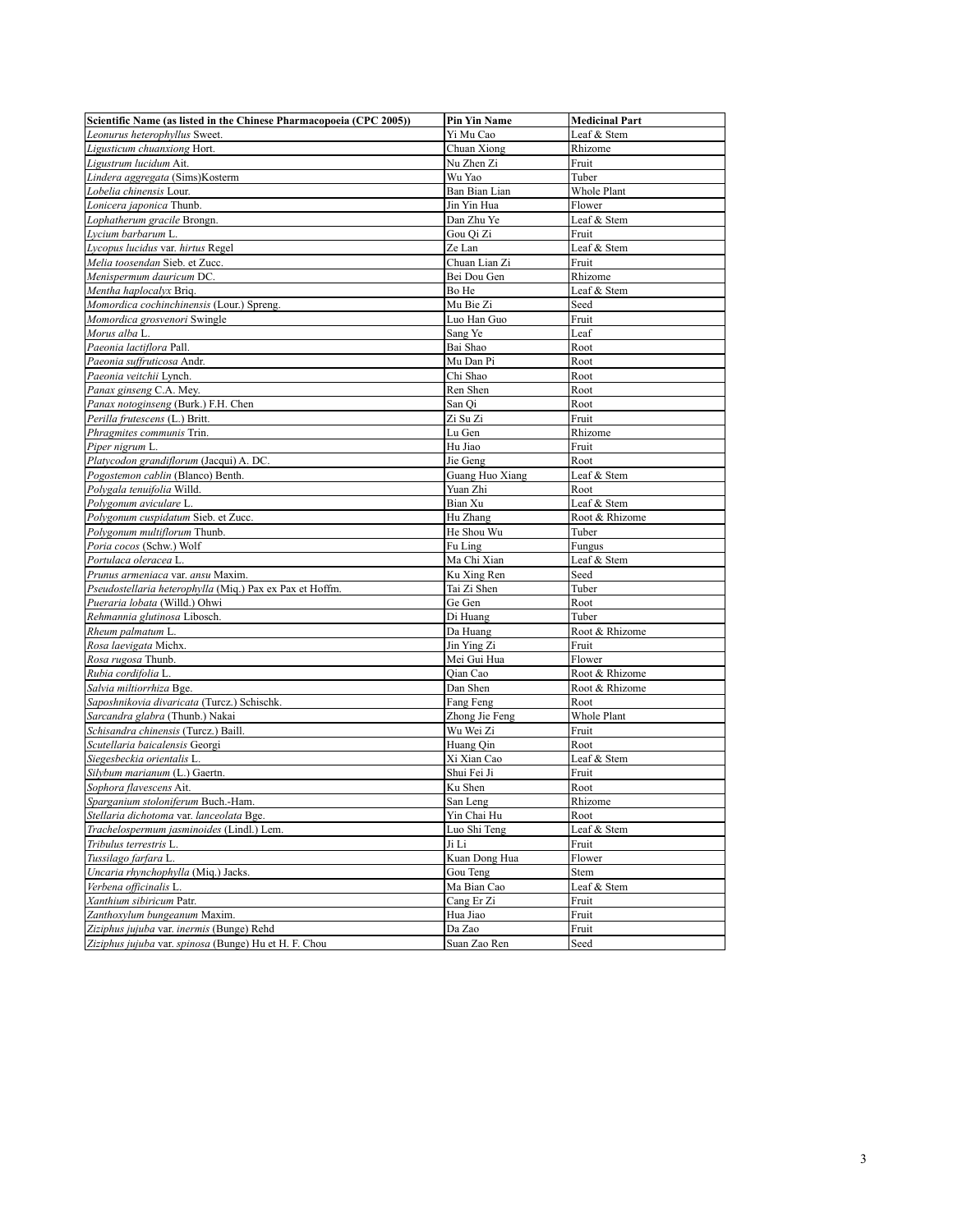| **Scientific Name (as listed in the Chinese Pharmacopoeia (CPC 2005))** | **Pin Yin Name** | **Medicinal Part** |
| --- | --- | --- |
| *Leonurus heterophyllus* Sweet. | Yi Mu Cao | Leaf & Stem |
| *Ligusticum chuanxiong* Hort. | Chuan Xiong | Rhizome |
| *Ligustrum lucidum* Ait. | Nu Zhen Zi | Fruit |
| *Lindera aggregata* (Sims)Kosterm | Wu Yao | Tuber |
| *Lobelia chinensis* Lour. | Ban Bian Lian | Whole Plant |
| *Lonicera japonica* Thunb. | Jin Yin Hua | Flower |
| *Lophatherum gracile* Brongn. | Dan Zhu Ye | Leaf & Stem |
| *Lycium barbarum* L. | Gou Qi Zi | Fruit |
| *Lycopus lucidus* var. *hirtus* Regel | Ze Lan | Leaf & Stem |
| *Melia toosendan* Sieb. et Zucc. | Chuan Lian Zi | Fruit |
| *Menispermum dauricum* DC. | Bei Dou Gen | Rhizome |
| *Mentha haplocalyx* Briq. | Bo He | Leaf & Stem |
| *Momordica cochinchinensis* (Lour.) Spreng. | Mu Bie Zi | Seed |
| *Momordica grosvenori* Swingle | Luo Han Guo | Fruit |
| *Morus alba* L. | Sang Ye | Leaf |
| *Paeonia lactiflora* Pall. | Bai Shao | Root |
| *Paeonia suffruticosa* Andr. | Mu Dan Pi | Root |
| *Paeonia veitchii* Lynch. | Chi Shao | Root |
| *Panax ginseng* C.A. Mey. | Ren Shen | Root |
| *Panax notoginseng* (Burk.) F.H. Chen | San Qi | Root |
| *Perilla frutescens* (L.) Britt. | Zi Su Zi | Fruit |
| *Phragmites communis* Trin. | Lu Gen | Rhizome |
| *Piper nigrum* L. | Hu Jiao | Fruit |
| *Platycodon grandiflorum* (Jacqui) A. DC. | Jie Geng | Root |
| *Pogostemon cablin* (Blanco) Benth. | Guang Huo Xiang | Leaf & Stem |
| *Polygala tenuifolia* Willd. | Yuan Zhi | Root |
| *Polygonum aviculare* L. | Bian Xu | Leaf & Stem |
| *Polygonum cuspidatum* Sieb. et Zucc. | Hu Zhang | Root & Rhizome |
| *Polygonum multiflorum* Thunb. | He Shou Wu | Tuber |
| *Poria cocos* (Schw.) Wolf | Fu Ling | Fungus |
| *Portulaca oleracea* L. | Ma Chi Xian | Leaf & Stem |
| *Prunus armeniaca* var. *ansu* Maxim. | Ku Xing Ren | Seed |
| *Pseudostellaria heterophylla* (Miq.) Pax ex Pax et Hoffm. | Tai Zi Shen | Tuber |
| *Pueraria lobata* (Willd.) Ohwi | Ge Gen | Root |
| *Rehmannia glutinosa* Libosch. | Di Huang | Tuber |
| *Rheum palmatum* L. | Da Huang | Root & Rhizome |
| *Rosa laevigata* Michx. | Jin Ying Zi | Fruit |
| *Rosa rugosa* Thunb. | Mei Gui Hua | Flower |
| *Rubia cordifolia* L. | Qian Cao | Root & Rhizome |
| *Salvia miltiorrhiza* Bge. | Dan Shen | Root & Rhizome |
| *Saposhnikovia divaricata* (Turcz.) Schischk. | Fang Feng | Root |
| *Sarcandra glabra* (Thunb.) Nakai | Zhong Jie Feng | Whole Plant |
| *Schisandra chinensis* (Turcz.) Baill. | Wu Wei Zi | Fruit |
| *Scutellaria baicalensis* Georgi | Huang Qin | Root |
| *Siegesbeckia orientalis* L. | Xi Xian Cao | Leaf & Stem |
| *Silybum marianum* (L.) Gaertn. | Shui Fei Ji | Fruit |
| *Sophora flavescens* Ait. | Ku Shen | Root |
| *Sparganium stoloniferum* Buch.-Ham. | San Leng | Rhizome |
| *Stellaria dichotoma* var. *lanceolata* Bge. | Yin Chai Hu | Root |
| *Trachelospermum jasminoides* (Lindl.) Lem. | Luo Shi Teng | Leaf & Stem |
| *Tribulus terrestris* L. | Ji Li | Fruit |
| *Tussilago farfara* L. | Kuan Dong Hua | Flower |
| *Uncaria rhynchophylla* (Miq.) Jacks. | Gou Teng | Stem |
| *Verbena officinalis* L. | Ma Bian Cao | Leaf & Stem |
| *Xanthium sibiricum* Patr. | Cang Er Zi | Fruit |
| *Zanthoxylum bungeanum* Maxim. | Hua Jiao | Fruit |
| *Ziziphus jujuba* var. *inermis* (Bunge) Rehd | Da Zao | Fruit |
| *Ziziphus jujuba* var. *spinosa* (Bunge) Hu et H. F. Chou | Suan Zao Ren | Seed |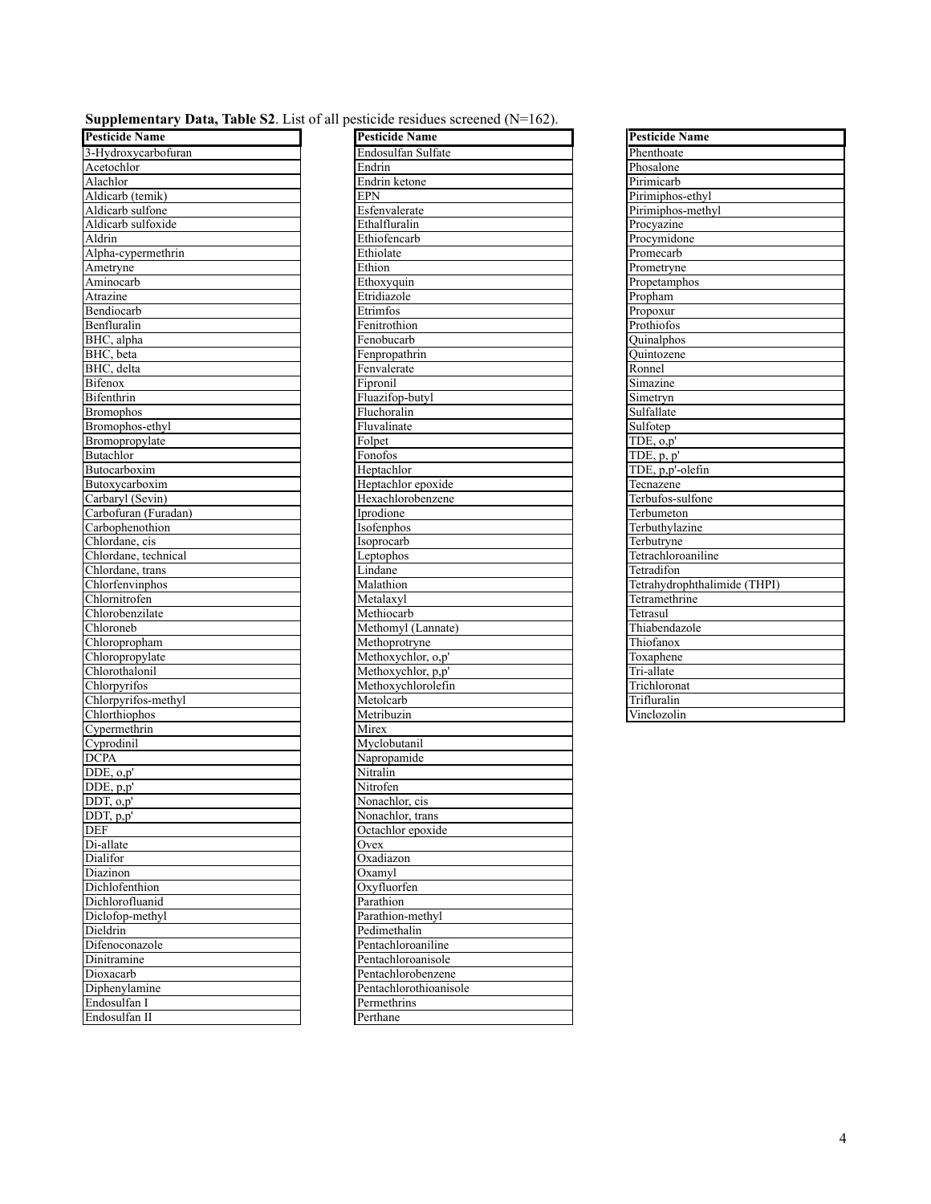**Supplementary Data, Table S2**. List of all pesticide residues screened (N=162).

| Pesticide Name |
|---|
| 3-Hydroxycarbofuran |
| Acetochlor |
| Alachlor |
| Aldicarb (temik) |
| Aldicarb sulfone |
| Aldicarb sulfoxide |
| Aldrin |
| Alpha-cypermethrin |
| Ametryne |
| Aminocarb |
| Atrazine |
| Bendiocarb |
| Benfluralin |
| BHC, alpha |
| BHC, beta |
| BHC, delta |
| Bifenox |
| Bifenthrin |
| Bromophos |
| Bromophos-ethyl |
| Bromopropylate |
| Butachlor |
| Butocarboxim |
| Butoxycarboxim |
| Carbaryl (Sevin) |
| Carbofuran (Furadan) |
| Carbophenothion |
| Chlordane, cis |
| Chlordane, technical |
| Chlordane, trans |
| Chlorfenvinphos |
| Chlornitrofen |
| Chlorobenzilate |
| Chloroneb |
| Chloropropham |
| Chloropropylate |
| Chlorothalonil |
| Chlorpyrifos |
| Chlorpyrifos-methyl |
| Chlorthiophos |
| Cypermethrin |
| Cyprodinil |
| DCPA |
| DDE, o,p' |
| DDE, p,p' |
| DDT, o,p' |
| DDT, p,p' |
| DEF |
| Di-allate |
| Dialifor |
| Diazinon |
| Dichlofenthion |
| Dichlorofluanid |
| Diclofop-methyl |
| Dieldrin |
| Difenoconazole |
| Dinitramine |
| Dioxacarb |
| Diphenylamine |
| Endosulfan I |
| Endosulfan II |

| Pesticide Name |
|---|
| Endosulfan Sulfate |
| Endrin |
| Endrin ketone |
| EPN |
| Esfenvalerate |
| Ethalfluralin |
| Ethiofencarb |
| Ethiolate |
| Ethion |
| Ethoxyquin |
| Etridiazole |
| Etrimfos |
| Fenitrothion |
| Fenobucarb |
| Fenpropathrin |
| Fenvalerate |
| Fipronil |
| Fluazifop-butyl |
| Fluchoralin |
| Fluvalinate |
| Folpet |
| Fonofos |
| Heptachlor |
| Heptachlor epoxide |
| Hexachlorobenzene |
| Iprodione |
| Isofenphos |
| Isoprocarb |
| Leptophos |
| Lindane |
| Malathion |
| Metalaxyl |
| Methiocarb |
| Methomyl (Lannate) |
| Methoprotryne |
| Methoxychlor, o,p' |
| Methoxychlor, p,p' |
| Methoxychlorolefin |
| Metolcarb |
| Metribuzin |
| Mirex |
| Myclobutanil |
| Napropamide |
| Nitralin |
| Nitrofen |
| Nonachlor, cis |
| Nonachlor, trans |
| Octachlor epoxide |
| Ovex |
| Oxadiazon |
| Oxamyl |
| Oxyfluorfen |
| Parathion |
| Parathion-methyl |
| Pedimethalin |
| Pentachloroaniline |
| Pentachloroanisole |
| Pentachlorobenzene |
| Pentachlorothioanisole |
| Permethrins |
| Perthane |

| Pesticide Name |
|---|
| Phenthoate |
| Phosalone |
| Pirimicarb |
| Pirimiphos-ethyl |
| Pirimiphos-methyl |
| Procyazine |
| Procymidone |
| Promecarb |
| Prometryne |
| Propetamphos |
| Propham |
| Propoxur |
| Prothiofos |
| Quinalphos |
| Quintozene |
| Ronnel |
| Simazine |
| Simetryn |
| Sulfallate |
| Sulfotep |
| TDE, o,p' |
| TDE, p, p' |
| TDE, p,p'-olefin |
| Tecnazene |
| Terbufos-sulfone |
| Terbumeton |
| Terbuthylazine |
| Terbutryne |
| Tetrachloroaniline |
| Tetradifon |
| Tetrahydrophthalimide (THPI) |
| Tetramethrine |
| Tetrasul |
| Thiabendazole |
| Thiofanox |
| Toxaphene |
| Tri-allate |
| Trichloronat |
| Trifluralin |
| Vinclozolin |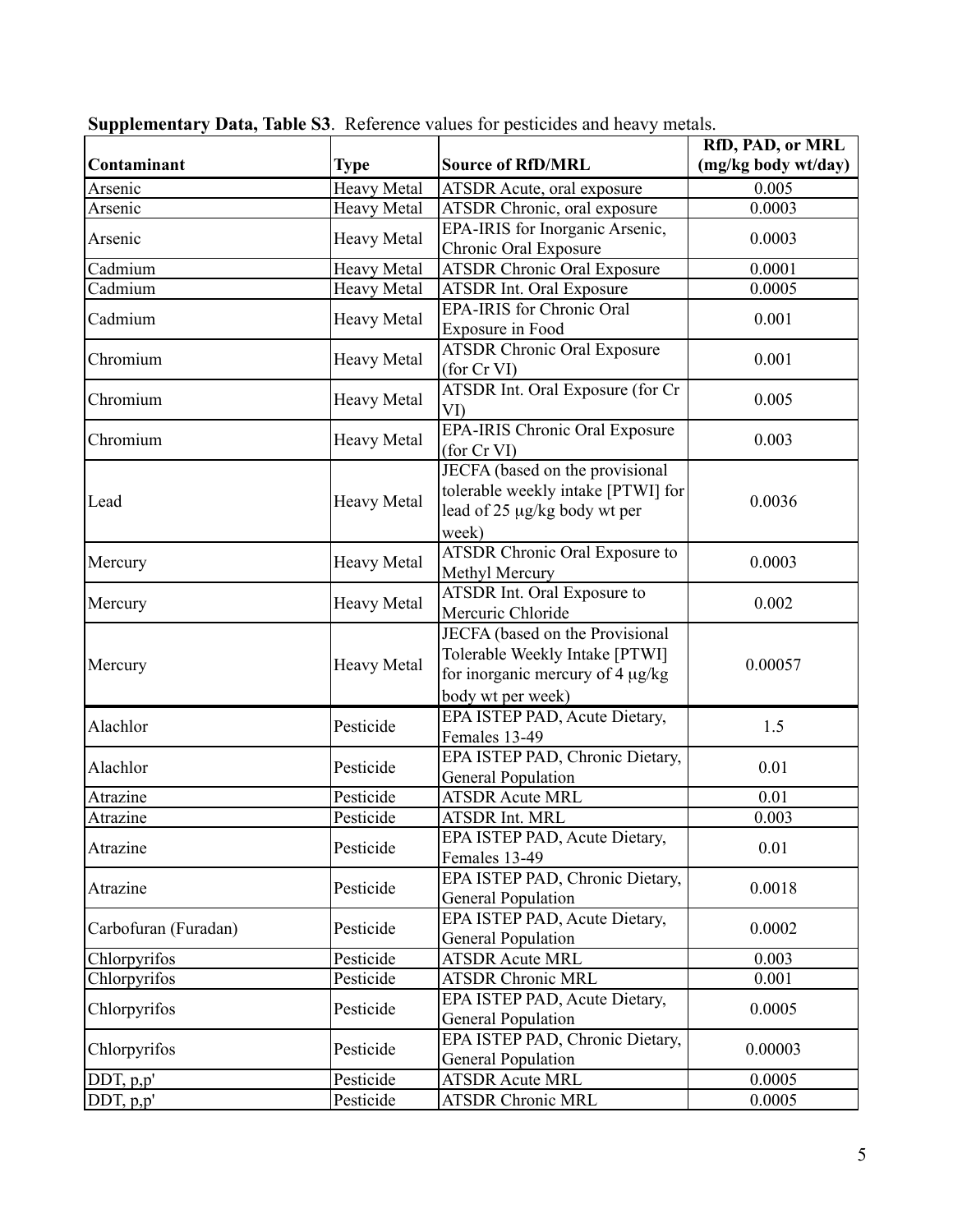**Supplementary Data, Table S3**. Reference values for pesticides and heavy metals.

| Contaminant | Type | Source of RfD/MRL | RfD, PAD, or MRL (mg/kg body wt/day) |
|---|---|---|---|
| Arsenic | Heavy Metal | ATSDR Acute, oral exposure | 0.005 |
| Arsenic | Heavy Metal | ATSDR Chronic, oral exposure | 0.0003 |
| Arsenic | Heavy Metal | EPA-IRIS for Inorganic Arsenic, Chronic Oral Exposure | 0.0003 |
| Cadmium | Heavy Metal | ATSDR Chronic Oral Exposure | 0.0001 |
| Cadmium | Heavy Metal | ATSDR Int. Oral Exposure | 0.0005 |
| Cadmium | Heavy Metal | EPA-IRIS for Chronic Oral Exposure in Food | 0.001 |
| Chromium | Heavy Metal | ATSDR Chronic Oral Exposure (for Cr VI) | 0.001 |
| Chromium | Heavy Metal | ATSDR Int. Oral Exposure (for Cr VI) | 0.005 |
| Chromium | Heavy Metal | EPA-IRIS Chronic Oral Exposure (for Cr VI) | 0.003 |
| Lead | Heavy Metal | JECFA (based on the provisional tolerable weekly intake [PTWI] for lead of 25 μg/kg body wt per week) | 0.0036 |
| Mercury | Heavy Metal | ATSDR Chronic Oral Exposure to Methyl Mercury | 0.0003 |
| Mercury | Heavy Metal | ATSDR Int. Oral Exposure to Mercuric Chloride | 0.002 |
| Mercury | Heavy Metal | JECFA (based on the Provisional Tolerable Weekly Intake [PTWI] for inorganic mercury of 4 μg/kg body wt per week) | 0.00057 |
| Alachlor | Pesticide | EPA ISTEP PAD, Acute Dietary, Females 13-49 | 1.5 |
| Alachlor | Pesticide | EPA ISTEP PAD, Chronic Dietary, General Population | 0.01 |
| Atrazine | Pesticide | ATSDR Acute MRL | 0.01 |
| Atrazine | Pesticide | ATSDR Int. MRL | 0.003 |
| Atrazine | Pesticide | EPA ISTEP PAD, Acute Dietary, Females 13-49 | 0.01 |
| Atrazine | Pesticide | EPA ISTEP PAD, Chronic Dietary, General Population | 0.0018 |
| Carbofuran (Furadan) | Pesticide | EPA ISTEP PAD, Acute Dietary, General Population | 0.0002 |
| Chlorpyrifos | Pesticide | ATSDR Acute MRL | 0.003 |
| Chlorpyrifos | Pesticide | ATSDR Chronic MRL | 0.001 |
| Chlorpyrifos | Pesticide | EPA ISTEP PAD, Acute Dietary, General Population | 0.0005 |
| Chlorpyrifos | Pesticide | EPA ISTEP PAD, Chronic Dietary, General Population | 0.00003 |
| DDT, p,p' | Pesticide | ATSDR Acute MRL | 0.0005 |
| DDT, p,p' | Pesticide | ATSDR Chronic MRL | 0.0005 |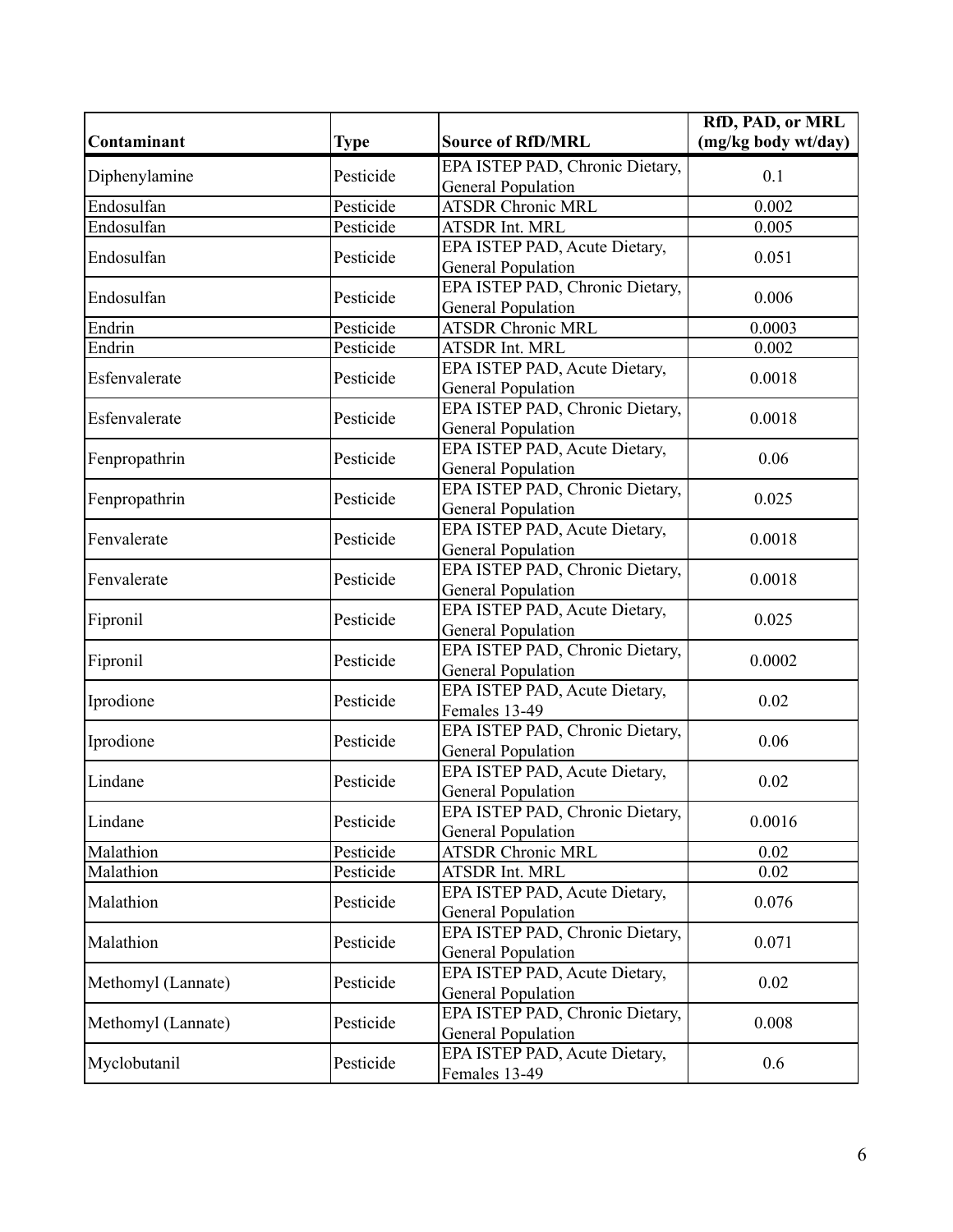| Contaminant | Type | Source of RfD/MRL | RfD, PAD, or MRL (mg/kg body wt/day) |
|---|---|---|---|
| Diphenylamine | Pesticide | EPA ISTEP PAD, Chronic Dietary, General Population | 0.1 |
| Endosulfan | Pesticide | ATSDR Chronic MRL | 0.002 |
| Endosulfan | Pesticide | ATSDR Int. MRL | 0.005 |
| Endosulfan | Pesticide | EPA ISTEP PAD, Acute Dietary, General Population | 0.051 |
| Endosulfan | Pesticide | EPA ISTEP PAD, Chronic Dietary, General Population | 0.006 |
| Endrin | Pesticide | ATSDR Chronic MRL | 0.0003 |
| Endrin | Pesticide | ATSDR Int. MRL | 0.002 |
| Esfenvalerate | Pesticide | EPA ISTEP PAD, Acute Dietary, General Population | 0.0018 |
| Esfenvalerate | Pesticide | EPA ISTEP PAD, Chronic Dietary, General Population | 0.0018 |
| Fenpropathrin | Pesticide | EPA ISTEP PAD, Acute Dietary, General Population | 0.06 |
| Fenpropathrin | Pesticide | EPA ISTEP PAD, Chronic Dietary, General Population | 0.025 |
| Fenvalerate | Pesticide | EPA ISTEP PAD, Acute Dietary, General Population | 0.0018 |
| Fenvalerate | Pesticide | EPA ISTEP PAD, Chronic Dietary, General Population | 0.0018 |
| Fipronil | Pesticide | EPA ISTEP PAD, Acute Dietary, General Population | 0.025 |
| Fipronil | Pesticide | EPA ISTEP PAD, Chronic Dietary, General Population | 0.0002 |
| Iprodione | Pesticide | EPA ISTEP PAD, Acute Dietary, Females 13-49 | 0.02 |
| Iprodione | Pesticide | EPA ISTEP PAD, Chronic Dietary, General Population | 0.06 |
| Lindane | Pesticide | EPA ISTEP PAD, Acute Dietary, General Population | 0.02 |
| Lindane | Pesticide | EPA ISTEP PAD, Chronic Dietary, General Population | 0.0016 |
| Malathion | Pesticide | ATSDR Chronic MRL | 0.02 |
| Malathion | Pesticide | ATSDR Int. MRL | 0.02 |
| Malathion | Pesticide | EPA ISTEP PAD, Acute Dietary, General Population | 0.076 |
| Malathion | Pesticide | EPA ISTEP PAD, Chronic Dietary, General Population | 0.071 |
| Methomyl (Lannate) | Pesticide | EPA ISTEP PAD, Acute Dietary, General Population | 0.02 |
| Methomyl (Lannate) | Pesticide | EPA ISTEP PAD, Chronic Dietary, General Population | 0.008 |
| Myclobutanil | Pesticide | EPA ISTEP PAD, Acute Dietary, Females 13-49 | 0.6 |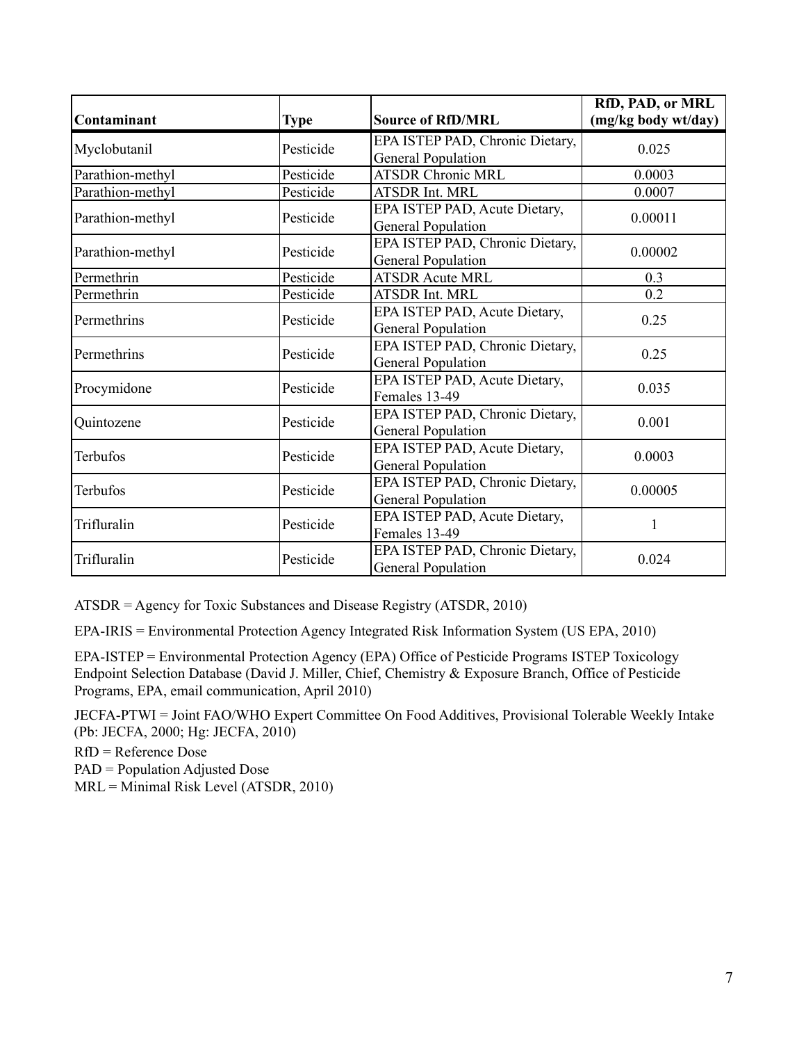| Contaminant | Type | Source of RfD/MRL | RfD, PAD, or MRL (mg/kg body wt/day) |
|---|---|---|---|
| Myclobutanil | Pesticide | EPA ISTEP PAD, Chronic Dietary, General Population | 0.025 |
| Parathion-methyl | Pesticide | ATSDR Chronic MRL | 0.0003 |
| Parathion-methyl | Pesticide | ATSDR Int. MRL | 0.0007 |
| Parathion-methyl | Pesticide | EPA ISTEP PAD, Acute Dietary, General Population | 0.00011 |
| Parathion-methyl | Pesticide | EPA ISTEP PAD, Chronic Dietary, General Population | 0.00002 |
| Permethrin | Pesticide | ATSDR Acute MRL | 0.3 |
| Permethrin | Pesticide | ATSDR Int. MRL | 0.2 |
| Permethrins | Pesticide | EPA ISTEP PAD, Acute Dietary, General Population | 0.25 |
| Permethrins | Pesticide | EPA ISTEP PAD, Chronic Dietary, General Population | 0.25 |
| Procymidone | Pesticide | EPA ISTEP PAD, Acute Dietary, Females 13-49 | 0.035 |
| Quintozene | Pesticide | EPA ISTEP PAD, Chronic Dietary, General Population | 0.001 |
| Terbufos | Pesticide | EPA ISTEP PAD, Acute Dietary, General Population | 0.0003 |
| Terbufos | Pesticide | EPA ISTEP PAD, Chronic Dietary, General Population | 0.00005 |
| Trifluralin | Pesticide | EPA ISTEP PAD, Acute Dietary, Females 13-49 | 1 |
| Trifluralin | Pesticide | EPA ISTEP PAD, Chronic Dietary, General Population | 0.024 |

ATSDR = Agency for Toxic Substances and Disease Registry (ATSDR, 2010)

EPA-IRIS = Environmental Protection Agency Integrated Risk Information System (US EPA, 2010)

EPA-ISTEP = Environmental Protection Agency (EPA) Office of Pesticide Programs ISTEP Toxicology Endpoint Selection Database (David J. Miller, Chief, Chemistry & Exposure Branch, Office of Pesticide Programs, EPA, email communication, April 2010)

JECFA-PTWI = Joint FAO/WHO Expert Committee On Food Additives, Provisional Tolerable Weekly Intake (Pb: JECFA, 2000; Hg: JECFA, 2010)

RfD = Reference Dose

PAD = Population Adjusted Dose

MRL = Minimal Risk Level (ATSDR, 2010)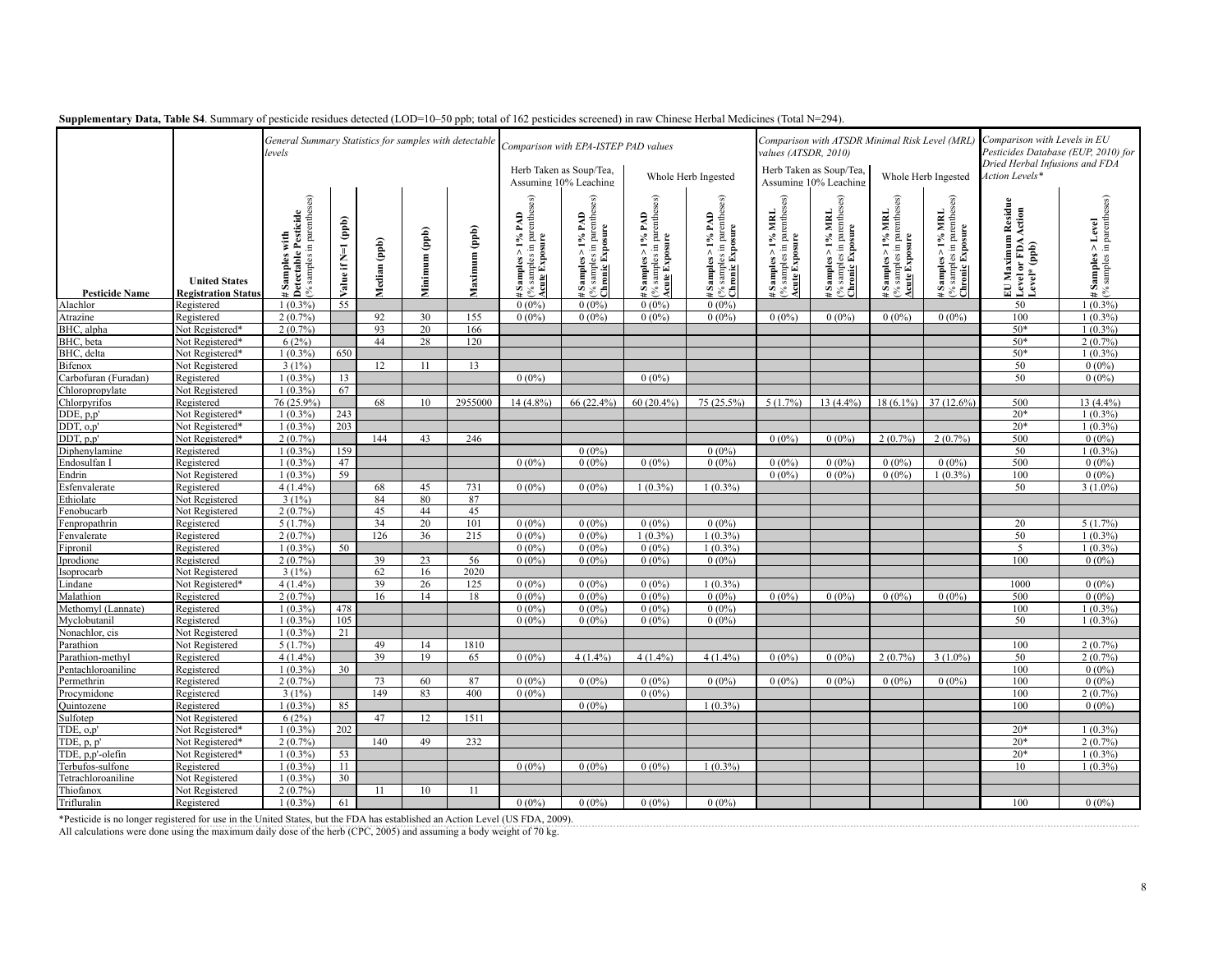**Supplementary Data, Table S4**. Summary of pesticide residues detected (LOD=10–50 ppb; total of 162 pesticides screened) in raw Chinese Herbal Medicines (Total N=294).

| | | *General Summary Statistics for samples with detectable levels* | | | | | *Comparison with EPA-ISTEP PAD values* | | | | *Comparison with ATSDR Minimal Risk Level (MRL) values (ATSDR, 2010)* | | | | *Comparison with Levels in EU Pesticides Database (EUP, 2010) for Dried Herbal Infusions and FDA Action Levels** | |
|---|---|---|---|---|---|---|---|---|---|---|---|---|---|---|---|---|
| | | | | | | | Herb Taken as Soup/Tea, Assuming 10% Leaching | | Whole Herb Ingested | | Herb Taken as Soup/Tea, Assuming 10% Leaching | | Whole Herb Ingested | | | |
| **Pesticide Name** | **United States Registration Status** | **# Samples with Detectable Pesticide** (% samples in parentheses) | **Value if N=1 (ppb)** | **Median (ppb)** | **Minimum (ppb)** | **Maximum (ppb)** | **# Samples > 1% PAD** (% samples in parentheses) **Acute Exposure** | **# Samples > 1% PAD** (% samples in parentheses) **Chronic Exposure** | **# Samples > 1% PAD** (% samples in parentheses) **Acute Exposure** | **# Samples > 1% PAD** (% samples in parentheses) **Chronic Exposure** | **# Samples > 1% MRL** (% samples in parentheses) **Acute Exposure** | **# Samples > 1% MRL** (% samples in parentheses) **Chronic Exposure** | **# Samples > 1% MRL** (% samples in parentheses) **Acute Exposure** | **# Samples > 1% MRL** (% samples in parentheses) **Chronic Exposure** | **EU Maximum Residue Level or FDA Action Level* (ppb)** | **# Samples > Level** (% samples in parentheses) |
| Alachlor | Registered | 1 (0.3%) | 55 | | | | 0 (0%) | 0 (0%) | 0 (0%) | 0 (0%) | | | | | 50 | 1 (0.3%) |
| Atrazine | Registered | 2 (0.7%) | | 92 | 30 | 155 | 0 (0%) | 0 (0%) | 0 (0%) | 0 (0%) | 0 (0%) | 0 (0%) | 0 (0%) | 0 (0%) | 100 | 1 (0.3%) |
| BHC, alpha | Not Registered* | 2 (0.7%) | | 93 | 20 | 166 | | | | | | | | | 50* | 1 (0.3%) |
| BHC, beta | Not Registered* | 6 (2%) | | 44 | 28 | 120 | | | | | | | | | 50* | 2 (0.7%) |
| BHC, delta | Not Registered* | 1 (0.3%) | 650 | | | | | | | | | | | | 50* | 1 (0.3%) |
| Bifenox | Not Registered | 3 (1%) | | 12 | 11 | 13 | | | | | | | | | 50 | 0 (0%) |
| Carbofuran (Furadan) | Registered | 1 (0.3%) | 13 | | | | 0 (0%) | | 0 (0%) | | | | | | 50 | 0 (0%) |
| Chloropropylate | Not Registered | 1 (0.3%) | 67 | | | | | | | | | | | | | |
| Chlorpyrifos | Registered | 76 (25.9%) | | 68 | 10 | 2955000 | 14 (4.8%) | 66 (22.4%) | 60 (20.4%) | 75 (25.5%) | 5 (1.7%) | 13 (4.4%) | 18 (6.1%) | 37 (12.6%) | 500 | 13 (4.4%) |
| DDE, p,p' | Not Registered* | 1 (0.3%) | 243 | | | | | | | | | | | | 20* | 1 (0.3%) |
| DDT, o,p' | Not Registered* | 1 (0.3%) | 203 | | | | | | | | | | | | 20* | 1 (0.3%) |
| DDT, p,p' | Not Registered* | 2 (0.7%) | | 144 | 43 | 246 | | | | | 0 (0%) | 0 (0%) | 2 (0.7%) | 2 (0.7%) | 500 | 0 (0%) |
| Diphenylamine | Registered | 1 (0.3%) | 159 | | | | | 0 (0%) | | 0 (0%) | | | | | 50 | 1 (0.3%) |
| Endosulfan I | Registered | 1 (0.3%) | 47 | | | | 0 (0%) | 0 (0%) | 0 (0%) | 0 (0%) | 0 (0%) | 0 (0%) | 0 (0%) | 0 (0%) | 500 | 0 (0%) |
| Endrin | Not Registered | 1 (0.3%) | 59 | | | | | | | | 0 (0%) | 0 (0%) | 0 (0%) | 1 (0.3%) | 100 | 0 (0%) |
| Esfenvalerate | Registered | 4 (1.4%) | | 68 | 45 | 731 | 0 (0%) | 0 (0%) | 1 (0.3%) | 1 (0.3%) | | | | | 50 | 3 (1.0%) |
| Ethiolate | Not Registered | 3 (1%) | | 84 | 80 | 87 | | | | | | | | | | |
| Fenobucarb | Not Registered | 2 (0.7%) | | 45 | 44 | 45 | | | | | | | | | | |
| Fenpropathrin | Registered | 5 (1.7%) | | 34 | 20 | 101 | 0 (0%) | 0 (0%) | 0 (0%) | 0 (0%) | | | | | 20 | 5 (1.7%) |
| Fenvalerate | Registered | 2 (0.7%) | | 126 | 36 | 215 | 0 (0%) | 0 (0%) | 1 (0.3%) | 1 (0.3%) | | | | | 50 | 1 (0.3%) |
| Fipronil | Registered | 1 (0.3%) | 50 | | | | 0 (0%) | 0 (0%) | 0 (0%) | 1 (0.3%) | | | | | 5 | 1 (0.3%) |
| Iprodione | Registered | 2 (0.7%) | | 39 | 23 | 56 | 0 (0%) | 0 (0%) | 0 (0%) | 0 (0%) | | | | | 100 | 0 (0%) |
| Isoprocarb | Not Registered | 3 (1%) | | 62 | 16 | 2020 | | | | | | | | | | |
| Lindane | Not Registered* | 4 (1.4%) | | 39 | 26 | 125 | 0 (0%) | 0 (0%) | 0 (0%) | 1 (0.3%) | | | | | 1000 | 0 (0%) |
| Malathion | Registered | 2 (0.7%) | | 16 | 14 | 18 | 0 (0%) | 0 (0%) | 0 (0%) | 0 (0%) | 0 (0%) | 0 (0%) | 0 (0%) | 0 (0%) | 500 | 0 (0%) |
| Methomyl (Lannate) | Registered | 1 (0.3%) | 478 | | | | 0 (0%) | 0 (0%) | 0 (0%) | 0 (0%) | | | | | 100 | 1 (0.3%) |
| Myclobutanil | Registered | 1 (0.3%) | 105 | | | | 0 (0%) | 0 (0%) | 0 (0%) | 0 (0%) | | | | | 50 | 1 (0.3%) |
| Nonachlor, cis | Not Registered | 1 (0.3%) | 21 | | | | | | | | | | | | | |
| Parathion | Not Registered | 5 (1.7%) | | 49 | 14 | 1810 | | | | | | | | | 100 | 2 (0.7%) |
| Parathion-methyl | Registered | 4 (1.4%) | | 39 | 19 | 65 | 0 (0%) | 4 (1.4%) | 4 (1.4%) | 4 (1.4%) | 0 (0%) | 0 (0%) | 2 (0.7%) | 3 (1.0%) | 50 | 2 (0.7%) |
| Pentachloroaniline | Registered | 1 (0.3%) | 30 | | | | | | | | | | | | 100 | 0 (0%) |
| Permethrin | Registered | 2 (0.7%) | | 73 | 60 | 87 | 0 (0%) | 0 (0%) | 0 (0%) | 0 (0%) | 0 (0%) | 0 (0%) | 0 (0%) | 0 (0%) | 100 | 0 (0%) |
| Procymidone | Registered | 3 (1%) | | 149 | 83 | 400 | 0 (0%) | | 0 (0%) | | | | | | 100 | 2 (0.7%) |
| Quintozene | Registered | 1 (0.3%) | 85 | | | | | 0 (0%) | | 1 (0.3%) | | | | | 100 | 0 (0%) |
| Sulfotep | Not Registered | 6 (2%) | | 47 | 12 | 1511 | | | | | | | | | | |
| TDE, o,p' | Not Registered* | 1 (0.3%) | 202 | | | | | | | | | | | | 20* | 1 (0.3%) |
| TDE, p, p' | Not Registered* | 2 (0.7%) | | 140 | 49 | 232 | | | | | | | | | 20* | 2 (0.7%) |
| TDE, p,p'-olefin | Not Registered* | 1 (0.3%) | 53 | | | | | | | | | | | | 20* | 1 (0.3%) |
| Terbufos-sulfone | Registered | 1 (0.3%) | 11 | | | | 0 (0%) | 0 (0%) | 0 (0%) | 1 (0.3%) | | | | | 10 | 1 (0.3%) |
| Tetrachloroaniline | Not Registered | 1 (0.3%) | 30 | | | | | | | | | | | | | |
| Thiofanox | Not Registered | 2 (0.7%) | | 11 | 10 | 11 | | | | | | | | | | |
| Trifluralin | Registered | 1 (0.3%) | 61 | | | | 0 (0%) | 0 (0%) | 0 (0%) | 0 (0%) | | | | | 100 | 0 (0%) |

*Pesticide is no longer registered for use in the United States, but the FDA has established an Action Level (US FDA, 2009).
All calculations were done using the maximum daily dose of the herb (CPC, 2005) and assuming a body weight of 70 kg.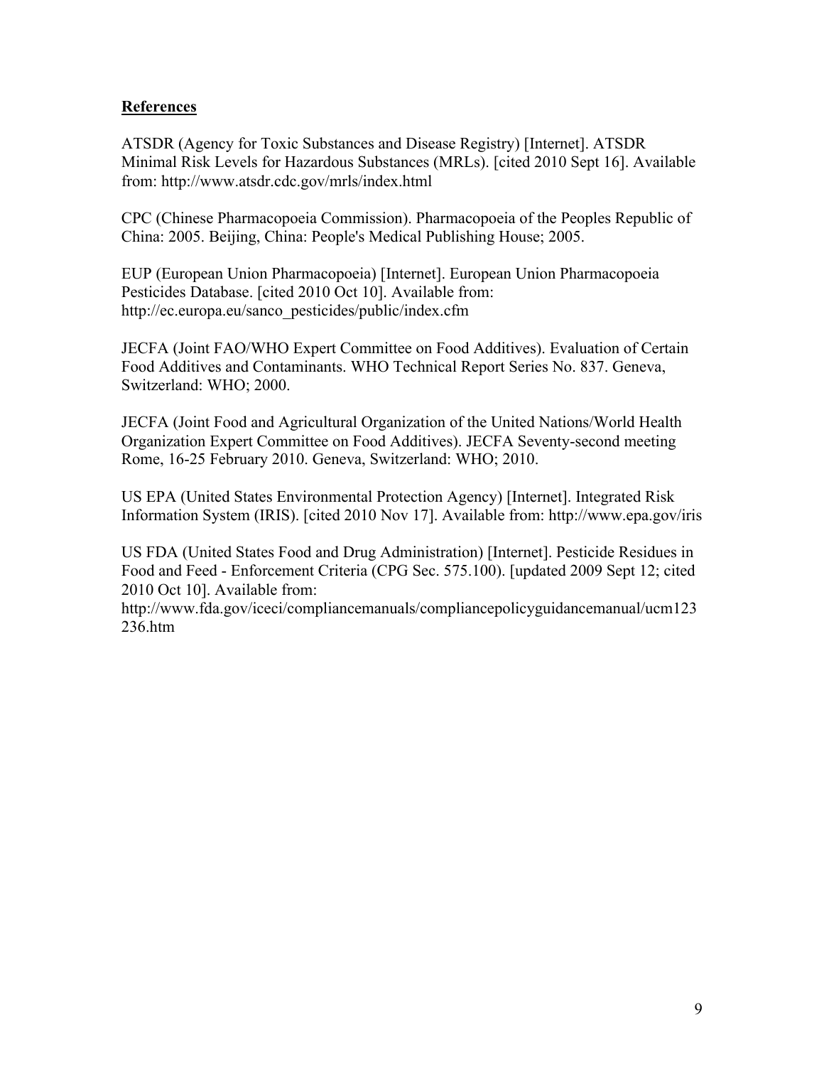**References**

ATSDR (Agency for Toxic Substances and Disease Registry) [Internet]. ATSDR Minimal Risk Levels for Hazardous Substances (MRLs). [cited 2010 Sept 16]. Available from: http://www.atsdr.cdc.gov/mrls/index.html

CPC (Chinese Pharmacopoeia Commission). Pharmacopoeia of the Peoples Republic of China: 2005. Beijing, China: People's Medical Publishing House; 2005.

EUP (European Union Pharmacopoeia) [Internet]. European Union Pharmacopoeia Pesticides Database. [cited 2010 Oct 10]. Available from: http://ec.europa.eu/sanco_pesticides/public/index.cfm

JECFA (Joint FAO/WHO Expert Committee on Food Additives). Evaluation of Certain Food Additives and Contaminants. WHO Technical Report Series No. 837. Geneva, Switzerland: WHO; 2000.

JECFA (Joint Food and Agricultural Organization of the United Nations/World Health Organization Expert Committee on Food Additives). JECFA Seventy-second meeting Rome, 16-25 February 2010. Geneva, Switzerland: WHO; 2010.

US EPA (United States Environmental Protection Agency) [Internet]. Integrated Risk Information System (IRIS). [cited 2010 Nov 17]. Available from: http://www.epa.gov/iris

US FDA (United States Food and Drug Administration) [Internet]. Pesticide Residues in Food and Feed - Enforcement Criteria (CPG Sec. 575.100). [updated 2009 Sept 12; cited 2010 Oct 10]. Available from: http://www.fda.gov/iceci/compliancemanuals/compliancepolicyguidancemanual/ucm123236.htm